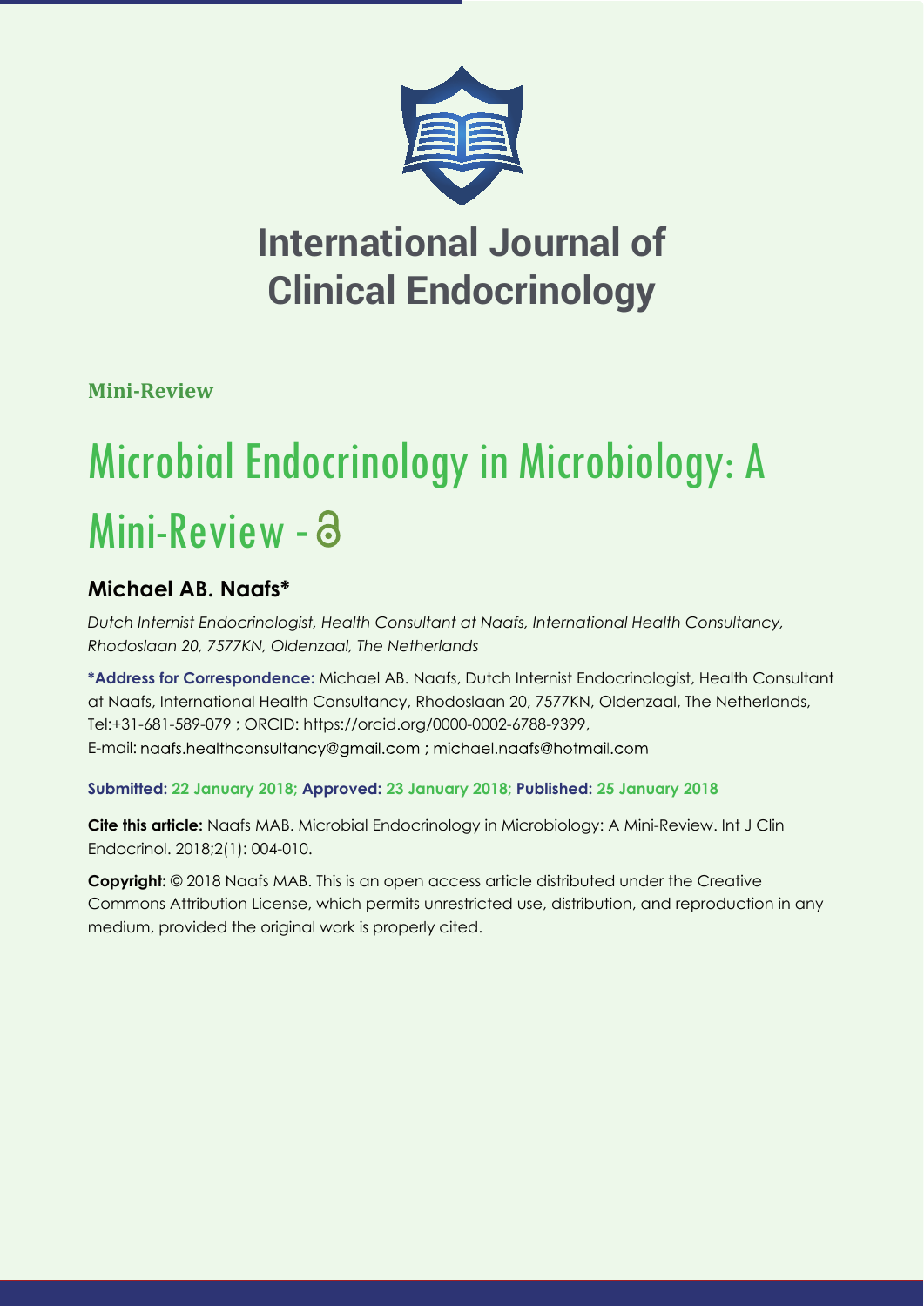# International Journal of Clinical Endocrinology

**Mini-Review**

# Microbial Endocrinology in Microbiology: A Mini-Review

## Michael AB. Naafs*

*Dutch Internist Endocrinologist, Health Consultant at Naafs, International Health Consultancy, Rhodoslaan 20, 7577KN, Oldenzaal, The Netherlands*

**\*Address for Correspondence:** Michael AB. Naafs, Dutch Internist Endocrinologist, Health Consultant at Naafs, International Health Consultancy, Rhodoslaan 20, 7577KN, Oldenzaal, The Netherlands, Tel:+31-681-589-079 ; ORCID: https://orcid.org/0000-0002-6788-9399, E-mail: naafs.healthconsultancy@gmail.com ; michael.naafs@hotmail.com

**Submitted: 22 January 2018; Approved: 23 January 2018; Published: 25 January 2018**

**Cite this article:** Naafs MAB. Microbial Endocrinology in Microbiology: A Mini-Review. Int J Clin Endocrinol. 2018;2(1): 004-010.

**Copyright:** © 2018 Naafs MAB. This is an open access article distributed under the Creative Commons Attribution License, which permits unrestricted use, distribution, and reproduction in any medium, provided the original work is properly cited.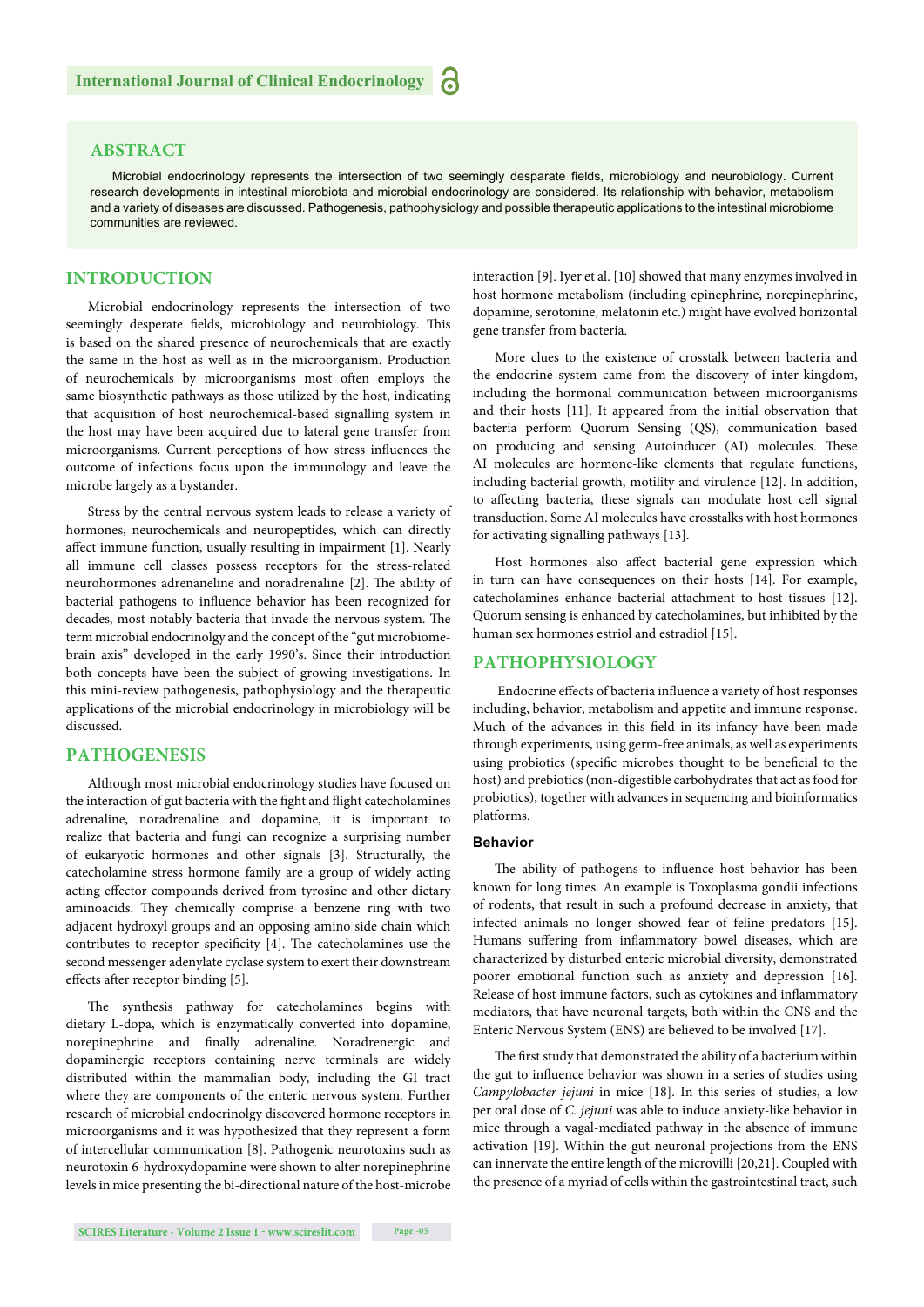## ABSTRACT

Microbial endocrinology represents the intersection of two seemingly desparate fields, microbiology and neurobiology. Current research developments in intestinal microbiota and microbial endocrinology are considered. Its relationship with behavior, metabolism and a variety of diseases are discussed. Pathogenesis, pathophysiology and possible therapeutic applications to the intestinal microbiome communities are reviewed.

## INTRODUCTION

Microbial endocrinology represents the intersection of two seemingly desperate fields, microbiology and neurobiology. This is based on the shared presence of neurochemicals that are exactly the same in the host as well as in the microorganism. Production of neurochemicals by microorganisms most often employs the same biosynthetic pathways as those utilized by the host, indicating that acquisition of host neurochemical-based signalling system in the host may have been acquired due to lateral gene transfer from microorganisms. Current perceptions of how stress influences the outcome of infections focus upon the immunology and leave the microbe largely as a bystander.

Stress by the central nervous system leads to release a variety of hormones, neurochemicals and neuropeptides, which can directly affect immune function, usually resulting in impairment [1]. Nearly all immune cell classes possess receptors for the stress-related neurohormones adrenaneline and noradrenaline [2]. The ability of bacterial pathogens to influence behavior has been recognized for decades, most notably bacteria that invade the nervous system. The term microbial endocrinolgy and the concept of the "gut microbiome-brain axis" developed in the early 1990's. Since their introduction both concepts have been the subject of growing investigations. In this mini-review pathogenesis, pathophysiology and the therapeutic applications of the microbial endocrinology in microbiology will be discussed.

## PATHOGENESIS

Although most microbial endocrinology studies have focused on the interaction of gut bacteria with the fight and flight catecholamines adrenaline, noradrenaline and dopamine, it is important to realize that bacteria and fungi can recognize a surprising number of eukaryotic hormones and other signals [3]. Structurally, the catecholamine stress hormone family are a group of widely acting acting effector compounds derived from tyrosine and other dietary aminoacids. They chemically comprise a benzene ring with two adjacent hydroxyl groups and an opposing amino side chain which contributes to receptor specificity [4]. The catecholamines use the second messenger adenylate cyclase system to exert their downstream effects after receptor binding [5].

The synthesis pathway for catecholamines begins with dietary L-dopa, which is enzymatically converted into dopamine, norepinephrine and finally adrenaline. Noradrenergic and dopaminergic receptors containing nerve terminals are widely distributed within the mammalian body, including the GI tract where they are components of the enteric nervous system. Further research of microbial endocrinolgy discovered hormone receptors in microorganisms and it was hypothesized that they represent a form of intercellular communication [8]. Pathogenic neurotoxins such as neurotoxin 6-hydroxydopamine were shown to alter norepinephrine levels in mice presenting the bi-directional nature of the host-microbe interaction [9]. Iyer et al. [10] showed that many enzymes involved in host hormone metabolism (including epinephrine, norepinephrine, dopamine, serotonine, melatonin etc.) might have evolved horizontal gene transfer from bacteria.

More clues to the existence of crosstalk between bacteria and the endocrine system came from the discovery of inter-kingdom, including the hormonal communication between microorganisms and their hosts [11]. It appeared from the initial observation that bacteria perform Quorum Sensing (QS), communication based on producing and sensing Autoinducer (AI) molecules. These AI molecules are hormone-like elements that regulate functions, including bacterial growth, motility and virulence [12]. In addition, to affecting bacteria, these signals can modulate host cell signal transduction. Some AI molecules have crosstalks with host hormones for activating signalling pathways [13].

Host hormones also affect bacterial gene expression which in turn can have consequences on their hosts [14]. For example, catecholamines enhance bacterial attachment to host tissues [12]. Quorum sensing is enhanced by catecholamines, but inhibited by the human sex hormones estriol and estradiol [15].

## PATHOPHYSIOLOGY

Endocrine effects of bacteria influence a variety of host responses including, behavior, metabolism and appetite and immune response. Much of the advances in this field in its infancy have been made through experiments, using germ-free animals, as well as experiments using probiotics (specific microbes thought to be beneficial to the host) and prebiotics (non-digestible carbohydrates that act as food for probiotics), together with advances in sequencing and bioinformatics platforms.

### Behavior

The ability of pathogens to influence host behavior has been known for long times. An example is Toxoplasma gondii infections of rodents, that result in such a profound decrease in anxiety, that infected animals no longer showed fear of feline predators [15]. Humans suffering from inflammatory bowel diseases, which are characterized by disturbed enteric microbial diversity, demonstrated poorer emotional function such as anxiety and depression [16]. Release of host immune factors, such as cytokines and inflammatory mediators, that have neuronal targets, both within the CNS and the Enteric Nervous System (ENS) are believed to be involved [17].

The first study that demonstrated the ability of a bacterium within the gut to influence behavior was shown in a series of studies using *Campylobacter jejuni* in mice [18]. In this series of studies, a low per oral dose of *C. jejuni* was able to induce anxiety-like behavior in mice through a vagal-mediated pathway in the absence of immune activation [19]. Within the gut neuronal projections from the ENS can innervate the entire length of the microvilli [20,21]. Coupled with the presence of a myriad of cells within the gastrointestinal tract, such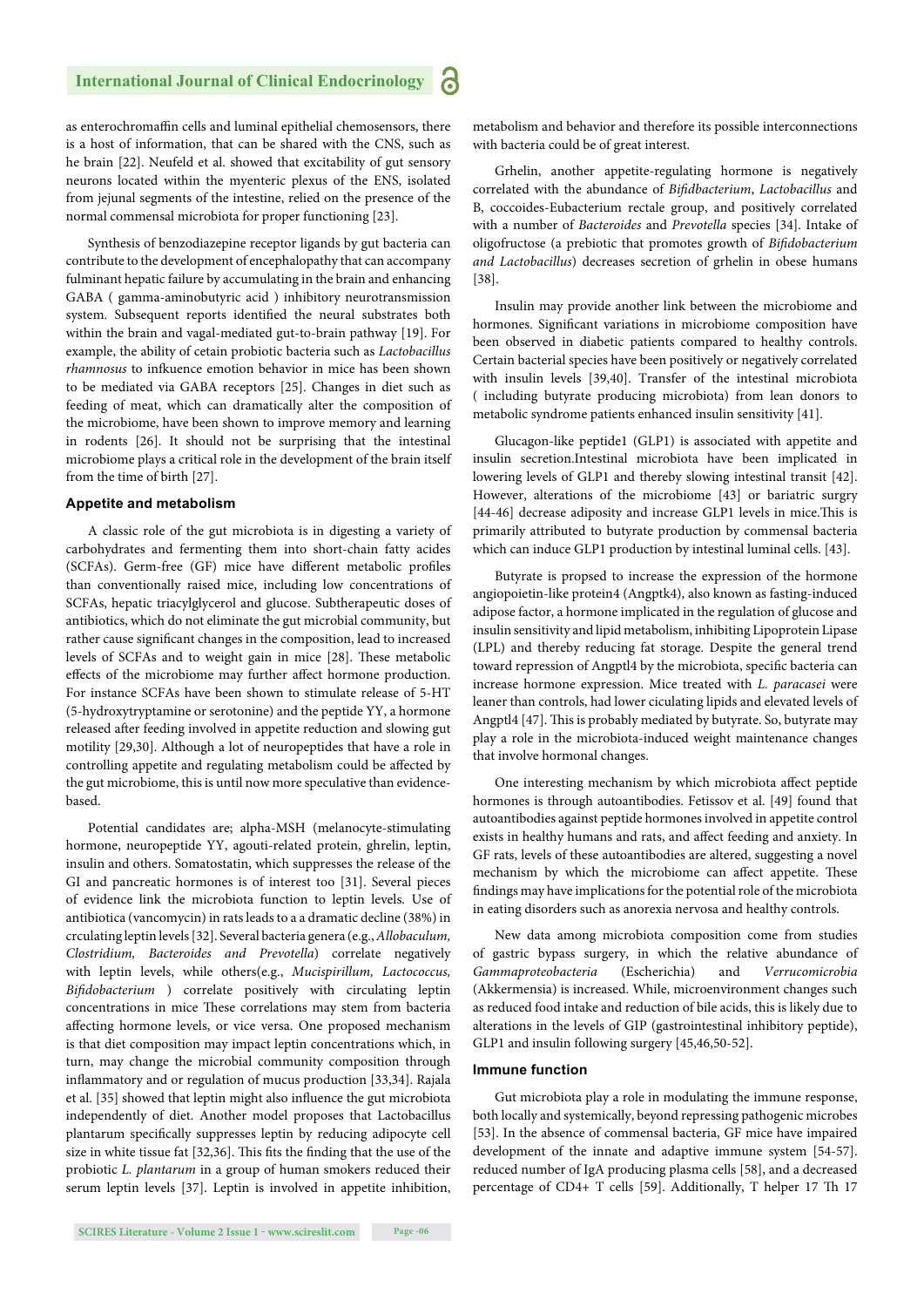as enterochromaffin cells and luminal epithelial chemosensors, there is a host of information, that can be shared with the CNS, such as he brain [22]. Neufeld et al. showed that excitability of gut sensory neurons located within the myenteric plexus of the ENS, isolated from jejunal segments of the intestine, relied on the presence of the normal commensal microbiota for proper functioning [23].

Synthesis of benzodiazepine receptor ligands by gut bacteria can contribute to the development of encephalopathy that can accompany fulminant hepatic failure by accumulating in the brain and enhancing GABA ( gamma-aminobutyric acid ) inhibitory neurotransmission system. Subsequent reports identified the neural substrates both within the brain and vagal-mediated gut-to-brain pathway [19]. For example, the ability of cetain probiotic bacteria such as *Lactobacillus rhamnosus* to infkuence emotion behavior in mice has been shown to be mediated via GABA receptors [25]. Changes in diet such as feeding of meat, which can dramatically alter the composition of the microbiome, have been shown to improve memory and learning in rodents [26]. It should not be surprising that the intestinal microbiome plays a critical role in the development of the brain itself from the time of birth [27].

### Appetite and metabolism

A classic role of the gut microbiota is in digesting a variety of carbohydrates and fermenting them into short-chain fatty acides (SCFAs). Germ-free (GF) mice have different metabolic profiles than conventionally raised mice, including low concentrations of SCFAs, hepatic triacylglycerol and glucose. Subtherapeutic doses of antibiotics, which do not eliminate the gut microbial community, but rather cause significant changes in the composition, lead to increased levels of SCFAs and to weight gain in mice [28]. These metabolic effects of the microbiome may further affect hormone production. For instance SCFAs have been shown to stimulate release of 5-HT (5-hydroxytryptamine or serotonine) and the peptide YY, a hormone released after feeding involved in appetite reduction and slowing gut motility [29,30]. Although a lot of neuropeptides that have a role in controlling appetite and regulating metabolism could be affected by the gut microbiome, this is until now more speculative than evidence-based.

Potential candidates are; alpha-MSH (melanocyte-stimulating hormone, neuropeptide YY, agouti-related protein, ghrelin, leptin, insulin and others. Somatostatin, which suppresses the release of the GI and pancreatic hormones is of interest too [31]. Several pieces of evidence link the microbiota function to leptin levels. Use of antibiotica (vancomycin) in rats leads to a a dramatic decline (38%) in crculating leptin levels [32]. Several bacteria genera (e.g., *Allobaculum, Clostridium, Bacteroides and Prevotella*) correlate negatively with leptin levels, while others(e.g., *Mucispirillum, Lactococcus, Bifidobacterium* ) correlate positively with circulating leptin concentrations in mice These correlations may stem from bacteria affecting hormone levels, or vice versa. One proposed mechanism is that diet composition may impact leptin concentrations which, in turn, may change the microbial community composition through inflammatory and or regulation of mucus production [33,34]. Rajala et al. [35] showed that leptin might also influence the gut microbiota independently of diet. Another model proposes that Lactobacillus plantarum specifically suppresses leptin by reducing adipocyte cell size in white tissue fat [32,36]. This fits the finding that the use of the probiotic *L. plantarum* in a group of human smokers reduced their serum leptin levels [37]. Leptin is involved in appetite inhibition, metabolism and behavior and therefore its possible interconnections with bacteria could be of great interest.

Grhelin, another appetite-regulating hormone is negatively correlated with the abundance of *Bifidbacterium*, *Lactobacillus* and B, coccoides-Eubacterium rectale group, and positively correlated with a number of *Bacteroides* and *Prevotella* species [34]. Intake of oligofructose (a prebiotic that promotes growth of *Bifidobacterium and Lactobacillus*) decreases secretion of grhelin in obese humans [38].

Insulin may provide another link between the microbiome and hormones. Significant variations in microbiome composition have been observed in diabetic patients compared to healthy controls. Certain bacterial species have been positively or negatively correlated with insulin levels [39,40]. Transfer of the intestinal microbiota ( including butyrate producing microbiota) from lean donors to metabolic syndrome patients enhanced insulin sensitivity [41].

Glucagon-like peptide1 (GLP1) is associated with appetite and insulin secretion.Intestinal microbiota have been implicated in lowering levels of GLP1 and thereby slowing intestinal transit [42]. However, alterations of the microbiome [43] or bariatric surgry [44-46] decrease adiposity and increase GLP1 levels in mice.This is primarily attributed to butyrate production by commensal bacteria which can induce GLP1 production by intestinal luminal cells. [43].

Butyrate is propsed to increase the expression of the hormone angiopoietin-like protein4 (Angptk4), also known as fasting-induced adipose factor, a hormone implicated in the regulation of glucose and insulin sensitivity and lipid metabolism, inhibiting Lipoprotein Lipase (LPL) and thereby reducing fat storage. Despite the general trend toward repression of Angptl4 by the microbiota, specific bacteria can increase hormone expression. Mice treated with *L. paracasei* were leaner than controls, had lower ciculating lipids and elevated levels of Angptl4 [47]. This is probably mediated by butyrate. So, butyrate may play a role in the microbiota-induced weight maintenance changes that involve hormonal changes.

One interesting mechanism by which microbiota affect peptide hormones is through autoantibodies. Fetissov et al. [49] found that autoantibodies against peptide hormones involved in appetite control exists in healthy humans and rats, and affect feeding and anxiety. In GF rats, levels of these autoantibodies are altered, suggesting a novel mechanism by which the microbiome can affect appetite. These findings may have implications for the potential role of the microbiota in eating disorders such as anorexia nervosa and healthy controls.

New data among microbiota composition come from studies of gastric bypass surgery, in which the relative abundance of *Gammaproteobacteria* (Escherichia) and *Verrucomicrobia* (Akkermensia) is increased. While, microenvironment changes such as reduced food intake and reduction of bile acids, this is likely due to alterations in the levels of GIP (gastrointestinal inhibitory peptide), GLP1 and insulin following surgery [45,46,50-52].

### Immune function

Gut microbiota play a role in modulating the immune response, both locally and systemically, beyond repressing pathogenic microbes [53]. In the absence of commensal bacteria, GF mice have impaired development of the innate and adaptive immune system [54-57]. reduced number of IgA producing plasma cells [58], and a decreased percentage of CD4+ T cells [59]. Additionally, T helper 17 Th 17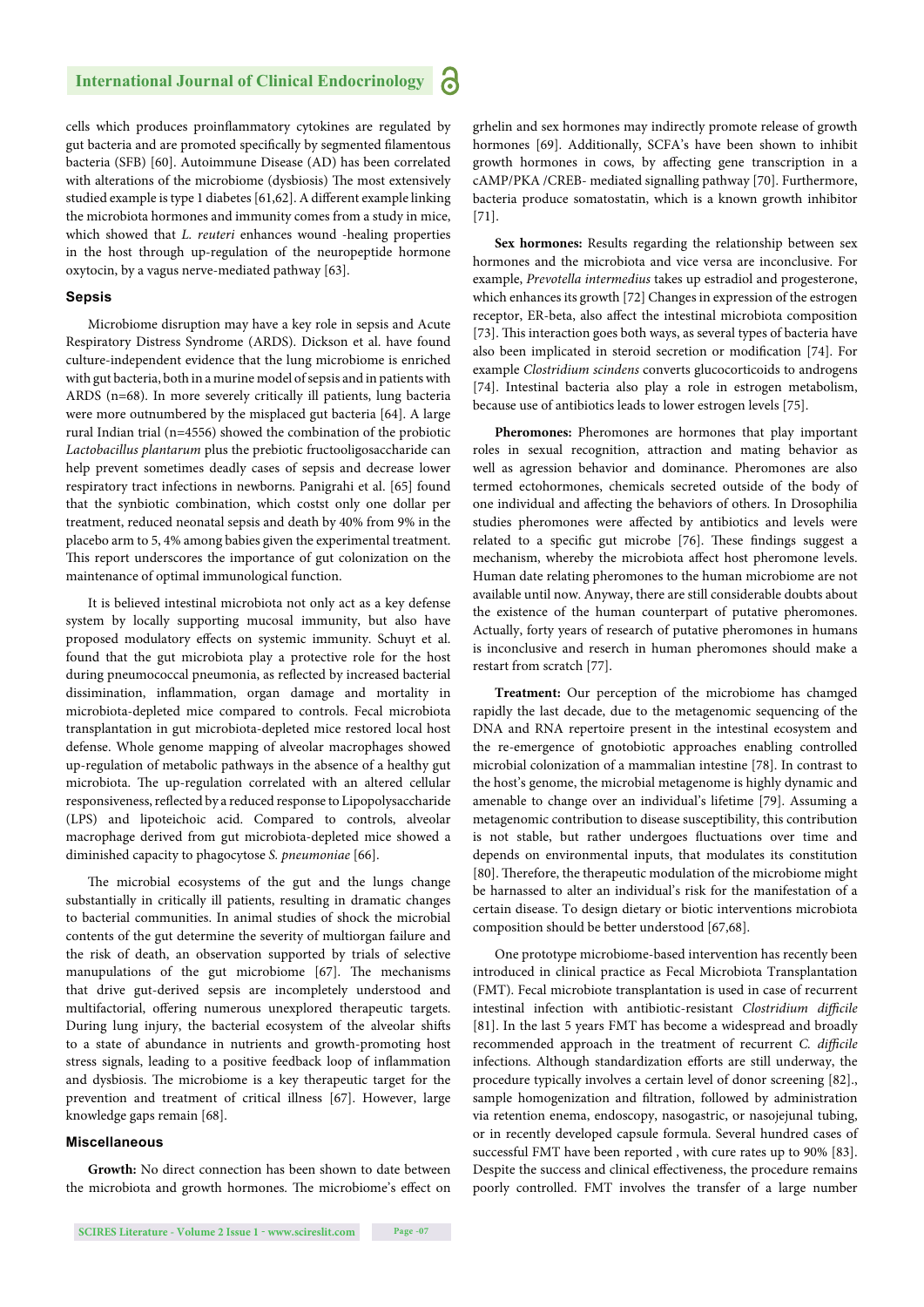cells which produces proinflammatory cytokines are regulated by gut bacteria and are promoted specifically by segmented filamentous bacteria (SFB) [60]. Autoimmune Disease (AD) has been correlated with alterations of the microbiome (dysbiosis) The most extensively studied example is type 1 diabetes [61,62]. A different example linking the microbiota hormones and immunity comes from a study in mice, which showed that *L. reuteri* enhances wound -healing properties in the host through up-regulation of the neuropeptide hormone oxytocin, by a vagus nerve-mediated pathway [63].

### Sepsis

Microbiome disruption may have a key role in sepsis and Acute Respiratory Distress Syndrome (ARDS). Dickson et al. have found culture-independent evidence that the lung microbiome is enriched with gut bacteria, both in a murine model of sepsis and in patients with ARDS (n=68). In more severely critically ill patients, lung bacteria were more outnumbered by the misplaced gut bacteria [64]. A large rural Indian trial (n=4556) showed the combination of the probiotic *Lactobacillus plantarum* plus the prebiotic fructooligosaccharide can help prevent sometimes deadly cases of sepsis and decrease lower respiratory tract infections in newborns. Panigrahi et al. [65] found that the synbiotic combination, which costst only one dollar per treatment, reduced neonatal sepsis and death by 40% from 9% in the placebo arm to 5, 4% among babies given the experimental treatment. This report underscores the importance of gut colonization on the maintenance of optimal immunological function.

It is believed intestinal microbiota not only act as a key defense system by locally supporting mucosal immunity, but also have proposed modulatory effects on systemic immunity. Schuyt et al. found that the gut microbiota play a protective role for the host during pneumococcal pneumonia, as reflected by increased bacterial dissimination, inflammation, organ damage and mortality in microbiota-depleted mice compared to controls. Fecal microbiota transplantation in gut microbiota-depleted mice restored local host defense. Whole genome mapping of alveolar macrophages showed up-regulation of metabolic pathways in the absence of a healthy gut microbiota. The up-regulation correlated with an altered cellular responsiveness, reflected by a reduced response to Lipopolysaccharide (LPS) and lipoteichoic acid. Compared to controls, alveolar macrophage derived from gut microbiota-depleted mice showed a diminished capacity to phagocytose *S. pneumoniae* [66].

The microbial ecosystems of the gut and the lungs change substantially in critically ill patients, resulting in dramatic changes to bacterial communities. In animal studies of shock the microbial contents of the gut determine the severity of multiorgan failure and the risk of death, an observation supported by trials of selective manupulations of the gut microbiome [67]. The mechanisms that drive gut-derived sepsis are incompletely understood and multifactorial, offering numerous unexplored therapeutic targets. During lung injury, the bacterial ecosystem of the alveolar shifts to a state of abundance in nutrients and growth-promoting host stress signals, leading to a positive feedback loop of inflammation and dysbiosis. The microbiome is a key therapeutic target for the prevention and treatment of critical illness [67]. However, large knowledge gaps remain [68].

### Miscellaneous

**Growth:** No direct connection has been shown to date between the microbiota and growth hormones. The microbiome's effect on grhelin and sex hormones may indirectly promote release of growth hormones [69]. Additionally, SCFA's have been shown to inhibit growth hormones in cows, by affecting gene transcription in a cAMP/PKA /CREB- mediated signalling pathway [70]. Furthermore, bacteria produce somatostatin, which is a known growth inhibitor [71].

**Sex hormones:** Results regarding the relationship between sex hormones and the microbiota and vice versa are inconclusive. For example, *Prevotella intermedius* takes up estradiol and progesterone, which enhances its growth [72] Changes in expression of the estrogen receptor, ER-beta, also affect the intestinal microbiota composition [73]. This interaction goes both ways, as several types of bacteria have also been implicated in steroid secretion or modification [74]. For example *Clostridium scindens* converts glucocorticoids to androgens [74]. Intestinal bacteria also play a role in estrogen metabolism, because use of antibiotics leads to lower estrogen levels [75].

**Pheromones:** Pheromones are hormones that play important roles in sexual recognition, attraction and mating behavior as well as agression behavior and dominance. Pheromones are also termed ectohormones, chemicals secreted outside of the body of one individual and affecting the behaviors of others. In Drosophilia studies pheromones were affected by antibiotics and levels were related to a specific gut microbe [76]. These findings suggest a mechanism, whereby the microbiota affect host pheromone levels. Human date relating pheromones to the human microbiome are not available until now. Anyway, there are still considerable doubts about the existence of the human counterpart of putative pheromones. Actually, forty years of research of putative pheromones in humans is inconclusive and reserch in human pheromones should make a restart from scratch [77].

**Treatment:** Our perception of the microbiome has chamged rapidly the last decade, due to the metagenomic sequencing of the DNA and RNA repertoire present in the intestinal ecosystem and the re-emergence of gnotobiotic approaches enabling controlled microbial colonization of a mammalian intestine [78]. In contrast to the host's genome, the microbial metagenome is highly dynamic and amenable to change over an individual's lifetime [79]. Assuming a metagenomic contribution to disease susceptibility, this contribution is not stable, but rather undergoes fluctuations over time and depends on environmental inputs, that modulates its constitution [80]. Therefore, the therapeutic modulation of the microbiome might be harnassed to alter an individual's risk for the manifestation of a certain disease. To design dietary or biotic interventions microbiota composition should be better understood [67,68].

One prototype microbiome-based intervention has recently been introduced in clinical practice as Fecal Microbiota Transplantation (FMT). Fecal microbiote transplantation is used in case of recurrent intestinal infection with antibiotic-resistant *Clostridium difficile* [81]. In the last 5 years FMT has become a widespread and broadly recommended approach in the treatment of recurrent *C. difficile* infections. Although standardization efforts are still underway, the procedure typically involves a certain level of donor screening [82]., sample homogenization and filtration, followed by administration via retention enema, endoscopy, nasogastric, or nasojejunal tubing, or in recently developed capsule formula. Several hundred cases of successful FMT have been reported , with cure rates up to 90% [83]. Despite the success and clinical effectiveness, the procedure remains poorly controlled. FMT involves the transfer of a large number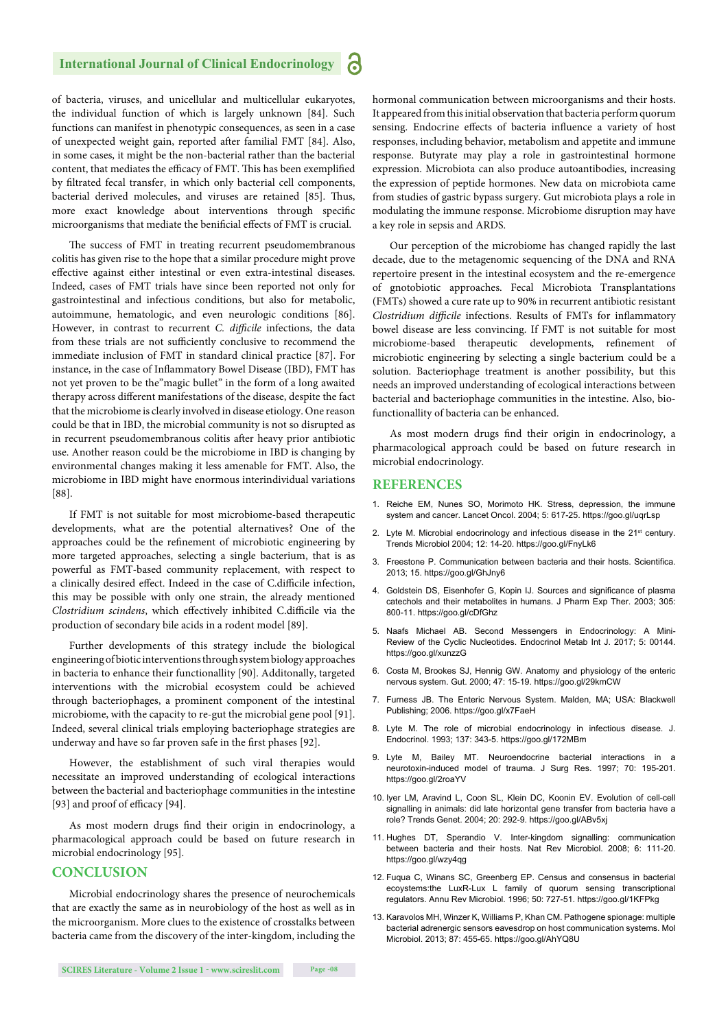of bacteria, viruses, and unicellular and multicellular eukaryotes, the individual function of which is largely unknown [84]. Such functions can manifest in phenotypic consequences, as seen in a case of unexpected weight gain, reported after familial FMT [84]. Also, in some cases, it might be the non-bacterial rather than the bacterial content, that mediates the efficacy of FMT. This has been exemplified by filtrated fecal transfer, in which only bacterial cell components, bacterial derived molecules, and viruses are retained [85]. Thus, more exact knowledge about interventions through specific microorganisms that mediate the beneficial effects of FMT is crucial.

The success of FMT in treating recurrent pseudomembranous colitis has given rise to the hope that a similar procedure might prove effective against either intestinal or even extra-intestinal diseases. Indeed, cases of FMT trials have since been reported not only for gastrointestinal and infectious conditions, but also for metabolic, autoimmune, hematologic, and even neurologic conditions [86]. However, in contrast to recurrent *C. difficile* infections, the data from these trials are not sufficiently conclusive to recommend the immediate inclusion of FMT in standard clinical practice [87]. For instance, in the case of Inflammatory Bowel Disease (IBD), FMT has not yet proven to be the"magic bullet" in the form of a long awaited therapy across different manifestations of the disease, despite the fact that the microbiome is clearly involved in disease etiology. One reason could be that in IBD, the microbial community is not so disrupted as in recurrent pseudomembranous colitis after heavy prior antibiotic use. Another reason could be the microbiome in IBD is changing by environmental changes making it less amenable for FMT. Also, the microbiome in IBD might have enormous interindividual variations [88].

If FMT is not suitable for most microbiome-based therapeutic developments, what are the potential alternatives? One of the approaches could be the refinement of microbiotic engineering by more targeted approaches, selecting a single bacterium, that is as powerful as FMT-based community replacement, with respect to a clinically desired effect. Indeed in the case of C.difficile infection, this may be possible with only one strain, the already mentioned *Clostridium scindens*, which effectively inhibited C.difficile via the production of secondary bile acids in a rodent model [89].

Further developments of this strategy include the biological engineering of biotic interventions through system biology approaches in bacteria to enhance their functionallity [90]. Additonally, targeted interventions with the microbial ecosystem could be achieved through bacteriophages, a prominent component of the intestinal microbiome, with the capacity to re-gut the microbial gene pool [91]. Indeed, several clinical trials employing bacteriophage strategies are underway and have so far proven safe in the first phases [92].

However, the establishment of such viral therapies would necessitate an improved understanding of ecological interactions between the bacterial and bacteriophage communities in the intestine [93] and proof of efficacy [94].

As most modern drugs find their origin in endocrinology, a pharmacological approach could be based on future research in microbial endocrinology [95].

## CONCLUSION

Microbial endocrinology shares the presence of neurochemicals that are exactly the same as in neurobiology of the host as well as in the microorganism. More clues to the existence of crosstalks between bacteria came from the discovery of the inter-kingdom, including the hormonal communication between microorganisms and their hosts. It appeared from this initial observation that bacteria perform quorum sensing. Endocrine effects of bacteria influence a variety of host responses, including behavior, metabolism and appetite and immune response. Butyrate may play a role in gastrointestinal hormone expression. Microbiota can also produce autoantibodies, increasing the expression of peptide hormones. New data on microbiota came from studies of gastric bypass surgery. Gut microbiota plays a role in modulating the immune response. Microbiome disruption may have a key role in sepsis and ARDS.

Our perception of the microbiome has changed rapidly the last decade, due to the metagenomic sequencing of the DNA and RNA repertoire present in the intestinal ecosystem and the re-emergence of gnotobiotic approaches. Fecal Microbiota Transplantations (FMTs) showed a cure rate up to 90% in recurrent antibiotic resistant *Clostridium difficile* infections. Results of FMTs for inflammatory bowel disease are less convincing. If FMT is not suitable for most microbiome-based therapeutic developments, refinement of microbiotic engineering by selecting a single bacterium could be a solution. Bacteriophage treatment is another possibility, but this needs an improved understanding of ecological interactions between bacterial and bacteriophage communities in the intestine. Also, bio-functionallity of bacteria can be enhanced.

As most modern drugs find their origin in endocrinology, a pharmacological approach could be based on future research in microbial endocrinology.

## REFERENCES

1. Reiche EM, Nunes SO, Morimoto HK. Stress, depression, the immune system and cancer. Lancet Oncol. 2004; 5: 617-25. https://goo.gl/uqrLsp
2. Lyte M. Microbial endocrinology and infectious disease in the 21st century. Trends Microbiol 2004; 12: 14-20. https://goo.gl/FnyLk6
3. Freestone P. Communication between bacteria and their hosts. Scientifica. 2013; 15. https://goo.gl/GhJny6
4. Goldstein DS, Eisenhofer G, Kopin IJ. Sources and significance of plasma catechols and their metabolites in humans. J Pharm Exp Ther. 2003; 305: 800-11. https://goo.gl/cDfGhz
5. Naafs Michael AB. Second Messengers in Endocrinology: A Mini-Review of the Cyclic Nucleotides. Endocrinol Metab Int J. 2017; 5: 00144. https://goo.gl/xunzzG
6. Costa M, Brookes SJ, Hennig GW. Anatomy and physiology of the enteric nervous system. Gut. 2000; 47: 15-19. https://goo.gl/29kmCW
7. Furness JB. The Enteric Nervous System. Malden, MA; USA: Blackwell Publishing; 2006. https://goo.gl/x7FaeH
8. Lyte M. The role of microbial endocrinology in infectious disease. J. Endocrinol. 1993; 137: 343-5. https://goo.gl/172MBm
9. Lyte M, Bailey MT. Neuroendocrine bacterial interactions in a neurotoxin-induced model of trauma. J Surg Res. 1997; 70: 195-201. https://goo.gl/2roaYV
10. Iyer LM, Aravind L, Coon SL, Klein DC, Koonin EV. Evolution of cell-cell signalling in animals: did late horizontal gene transfer from bacteria have a role? Trends Genet. 2004; 20: 292-9. https://goo.gl/ABv5xj
11. Hughes DT, Sperandio V. Inter-kingdom signalling: communication between bacteria and their hosts. Nat Rev Microbiol. 2008; 6: 111-20. https://goo.gl/wzy4qg
12. Fuqua C, Winans SC, Greenberg EP. Census and consensus in bacterial ecosystems:the LuxR-Lux L family of quorum sensing transcriptional regulators. Annu Rev Microbiol. 1996; 50: 727-51. https://goo.gl/1KFPkg
13. Karavolos MH, Winzer K, Williams P, Khan CM. Pathogene spionage: multiple bacterial adrenergic sensors eavesdrop on host communication systems. Mol Microbiol. 2013; 87: 455-65. https://goo.gl/AhYQ8U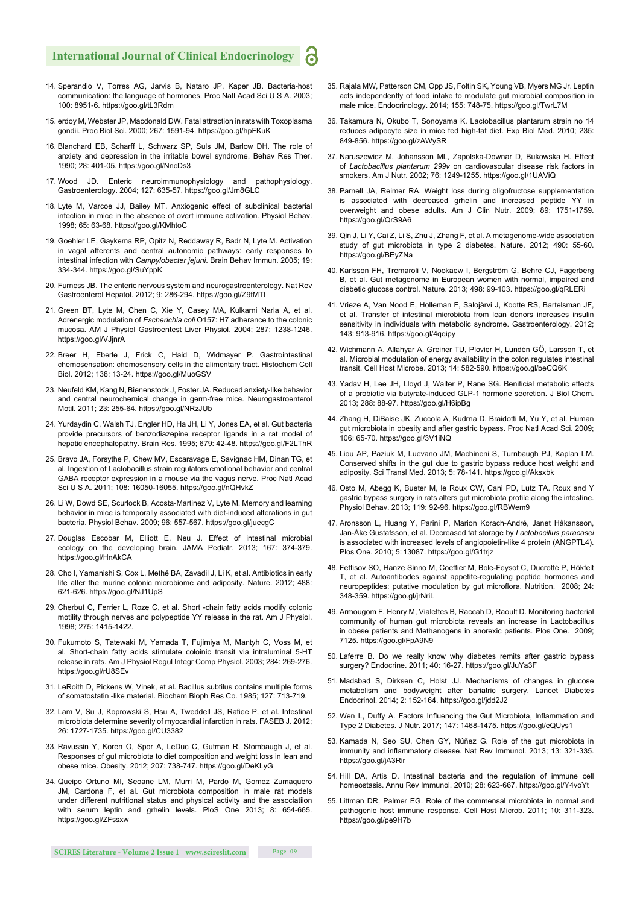14. Sperandio V, Torres AG, Jarvis B, Nataro JP, Kaper JB. Bacteria-host communication: the language of hormones. Proc Natl Acad Sci U S A. 2003; 100: 8951-6. https://goo.gl/tL3Rdm

15. erdoy M, Webster JP, Macdonald DW. Fatal attraction in rats with Toxoplasma gondii. Proc Biol Sci. 2000; 267: 1591-94. https://goo.gl/hpFKuK

16. Blanchard EB, Scharff L, Schwarz SP, Suls JM, Barlow DH. The role of anxiety and depression in the irritable bowel syndrome. Behav Res Ther. 1990; 28: 401-05. https://goo.gl/NncDs3

17. Wood JD. Enteric neuroimmunophysiology and pathophysiology. Gastroenterology. 2004; 127: 635-57. https://goo.gl/Jm8GLC

18. Lyte M, Varcoe JJ, Bailey MT. Anxiogenic effect of subclinical bacterial infection in mice in the absence of overt immune activation. Physiol Behav. 1998; 65: 63-68. https://goo.gl/KMhtoC

19. Goehler LE, Gaykema RP, Opitz N, Reddaway R, Badr N, Lyte M. Activation in vagal afferents and central autonomic pathways: early responses to intestinal infection with *Campylobacter jejuni*. Brain Behav Immun. 2005; 19: 334-344. https://goo.gl/SuYppK

20. Furness JB. The enteric nervous system and neurogastroenterology. Nat Rev Gastroenterol Hepatol. 2012; 9: 286-294. https://goo.gl/Z9fMTt

21. Green BT, Lyte M, Chen C, Xie Y, Casey MA, Kulkarni Narla A, et al. Adrenergic modulation of *Escherichia coli* O157: H7 adherance to the colonic mucosa. AM J Physiol Gastroentest Liver Physiol. 2004; 287: 1238-1246. https://goo.gl/VJjnrA

22. Breer H, Eberle J, Frick C, Haid D, Widmayer P. Gastrointestinal chemosensation: chemosensory cells in the alimentary tract. Histochem Cell Biol. 2012; 138: 13-24. https://goo.gl/MuoGSV

23. Neufeld KM, Kang N, Bienenstock J, Foster JA. Reduced anxiety-like behavior and central neurochemical change in germ-free mice. Neurogastroenterol Motil. 2011; 23: 255-64. https://goo.gl/NRzJUb

24. Yurdaydin C, Walsh TJ, Engler HD, Ha JH, Li Y, Jones EA, et al. Gut bacteria provide precursors of benzodiazepine receptor ligands in a rat model of hepatic encephalopathy. Brain Res. 1995; 679: 42-48. https://goo.gl/F2LThR

25. Bravo JA, Forsythe P, Chew MV, Escaravage E, Savignac HM, Dinan TG, et al. Ingestion of Lactobacillus strain regulators emotional behavior and central GABA receptor expression in a mouse via the vagus nerve. Proc Natl Acad Sci U S A. 2011; 108: 16050-16055. https://goo.gl/nQHvkZ

26. Li W, Dowd SE, Scurlock B, Acosta-Martinez V, Lyte M. Memory and learning behavior in mice is temporally associated with diet-induced alterations in gut bacteria. Physiol Behav. 2009; 96: 557-567. https://goo.gl/juecgC

27. Douglas Escobar M, Elliott E, Neu J. Effect of intestinal microbial ecology on the developing brain. JAMA Pediatr. 2013; 167: 374-379. https://goo.gl/HnAkCA

28. Cho I, Yamanishi S, Cox L, Methé BA, Zavadil J, Li K, et al. Antibiotics in early life alter the murine colonic microbiome and adiposity. Nature. 2012; 488: 621-626. https://goo.gl/NJ1UpS

29. Cherbut C, Ferrier L, Roze C, et al. Short -chain fatty acids modify colonic motility through nerves and polypeptide YY release in the rat. Am J Physiol. 1998; 275: 1415-1422.

30. Fukumoto S, Tatewaki M, Yamada T, Fujimiya M, Mantyh C, Voss M, et al. Short-chain fatty acids stimulate coloinic transit via intraluminal 5-HT release in rats. Am J Physiol Regul Integr Comp Physiol. 2003; 284: 269-276. https://goo.gl/rU8SEv

31. LeRoith D, Pickens W, Vinek, et al. Bacillus subtilus contains multiple forms of somatostatin -like material. Biochem Bioph Res Co. 1985; 127: 713-719.

32. Lam V, Su J, Koprowski S, Hsu A, Tweddell JS, Rafiee P, et al. Intestinal microbiota determine severity of myocardial infarction in rats. FASEB J. 2012; 26: 1727-1735. https://goo.gl/CU3382

33. Ravussin Y, Koren O, Spor A, LeDuc C, Gutman R, Stombaugh J, et al. Responses of gut microbiota to diet composition and weight loss in lean and obese mice. Obesity. 2012; 207: 738-747. https://goo.gl/DeKLyG

34. Queipo Ortuno MI, Seoane LM, Murri M, Pardo M, Gomez Zumaquero JM, Cardona F, et al. Gut microbiota composition in male rat models under different nutritional status and physical activity and the associatiion with serum leptin and grhelin levels. PloS One 2013; 8: 654-665. https://goo.gl/ZFssxw

35. Rajala MW, Patterson CM, Opp JS, Foltin SK, Young VB, Myers MG Jr. Leptin acts independently of food intake to modulate gut microbial composition in male mice. Endocrinology. 2014; 155: 748-75. https://goo.gl/TwrL7M

36. Takamura N, Okubo T, Sonoyama K. Lactobacillus plantarum strain no 14 reduces adipocyte size in mice fed high-fat diet. Exp Biol Med. 2010; 235: 849-856. https://goo.gl/zAWySR

37. Naruszewicz M, Johansson ML, Zapolska-Downar D, Bukowska H. Effect of *Lactobacillus plantarum 299v* on cardiovascular disease risk factors in smokers. Am J Nutr. 2002; 76: 1249-1255. https://goo.gl/1UAViQ

38. Parnell JA, Reimer RA. Weight loss during oligofructose supplementation is associated with decreased grhelin and increased peptide YY in overweight and obese adults. Am J Clin Nutr. 2009; 89: 1751-1759. https://goo.gl/QrS9A6

39. Qin J, Li Y, Cai Z, Li S, Zhu J, Zhang F, et al. A metagenome-wide association study of gut microbiota in type 2 diabetes. Nature. 2012; 490: 55-60. https://goo.gl/BEyZNa

40. Karlsson FH, Tremaroli V, Nookaew I, Bergström G, Behre CJ, Fagerberg B, et al. Gut metagenome in European women with normal, impaired and diabetic glucose control. Nature. 2013; 498: 99-103. https://goo.gl/qRLERi

41. Vrieze A, Van Nood E, Holleman F, Salojärvi J, Kootte RS, Bartelsman JF, et al. Transfer of intestinal microbiota from lean donors increases insulin sensitivity in individuals with metabolic syndrome. Gastroenterology. 2012; 143: 913-916. https://goo.gl/4qqipy

42. Wichmann A, Allahyar A, Greiner TU, Plovier H, Lundén GÖ, Larsson T, et al. Microbial modulation of energy availability in the colon regulates intestinal transit. Cell Host Microbe. 2013; 14: 582-590. https://goo.gl/beCQ6K

43. Yadav H, Lee JH, Lloyd J, Walter P, Rane SG. Benificial metabolic effects of a probiotic via butyrate-induced GLP-1 hormone secretion. J Biol Chem. 2013; 288: 88-97. https://goo.gl/H6ipBg

44. Zhang H, DiBaise JK, Zuccola A, Kudrna D, Braidotti M, Yu Y, et al. Human gut microbiota in obesity and after gastric bypass. Proc Natl Acad Sci. 2009; 106: 65-70. https://goo.gl/3V1iNQ

45. Liou AP, Paziuk M, Luevano JM, Machineni S, Turnbaugh PJ, Kaplan LM. Conserved shifts in the gut due to gastric bypass reduce host weight and adiposity. Sci Transl Med. 2013; 5: 78-141. https://goo.gl/Aksxbk

46. Osto M, Abegg K, Bueter M, le Roux CW, Cani PD, Lutz TA. Roux and Y gastric bypass surgery in rats alters gut microbiota profile along the intestine. Physiol Behav. 2013; 119: 92-96. https://goo.gl/RBWem9

47. Aronsson L, Huang Y, Parini P, Marion Korach-André, Janet Håkansson, Jan-Åke Gustafsson, et al. Decreased fat storage by *Lactobacillus paracasei* is associated with increased levels of angiopoietin-like 4 protein (ANGPTL4). Plos One. 2010; 5: 13087. https://goo.gl/G1trjz

48. Fettisov SO, Hanze Sinno M, Coeffier M, Bole-Feysot C, Ducrotté P, Hökfelt T, et al. Autoantibodes against appetite-regulating peptide hormones and neuropeptides: putative modulation by gut microflora. Nutrition. 2008; 24: 348-359. https://goo.gl/jrNriL

49. Armougom F, Henry M, Vialettes B, Raccah D, Raoult D. Monitoring bacterial community of human gut microbiota reveals an increase in Lactobacillus in obese patients and Methanogens in anorexic patients. Plos One. 2009; 7125. https://goo.gl/FpA9N9

50. Laferre B. Do we really know why diabetes remits after gastric bypass surgery? Endocrine. 2011; 40: 16-27. https://goo.gl/JuYa3F

51. Madsbad S, Dirksen C, Holst JJ. Mechanisms of changes in glucose metabolism and bodyweight after bariatric surgery. Lancet Diabetes Endocrinol. 2014; 2: 152-164. https://goo.gl/jdd2J2

52. Wen L, Duffy A. Factors Influencing the Gut Microbiota, Inflammation and Type 2 Diabetes. J Nutr. 2017; 147: 1468-1475. https://goo.gl/eQUys1

53. Kamada N, Seo SU, Chen GY, Núñez G. Role of the gut microbiota in immunity and inflammatory disease. Nat Rev Immunol. 2013; 13: 321-335. https://goo.gl/jA3Rir

54. Hill DA, Artis D. Intestinal bacteria and the regulation of immune cell homeostasis. Annu Rev Immunol. 2010; 28: 623-667. https://goo.gl/Y4voYt

55. Littman DR, Palmer EG. Role of the commensal microbiota in normal and pathogenic host immune response. Cell Host Microb. 2011; 10: 311-323. https://goo.gl/pe9H7b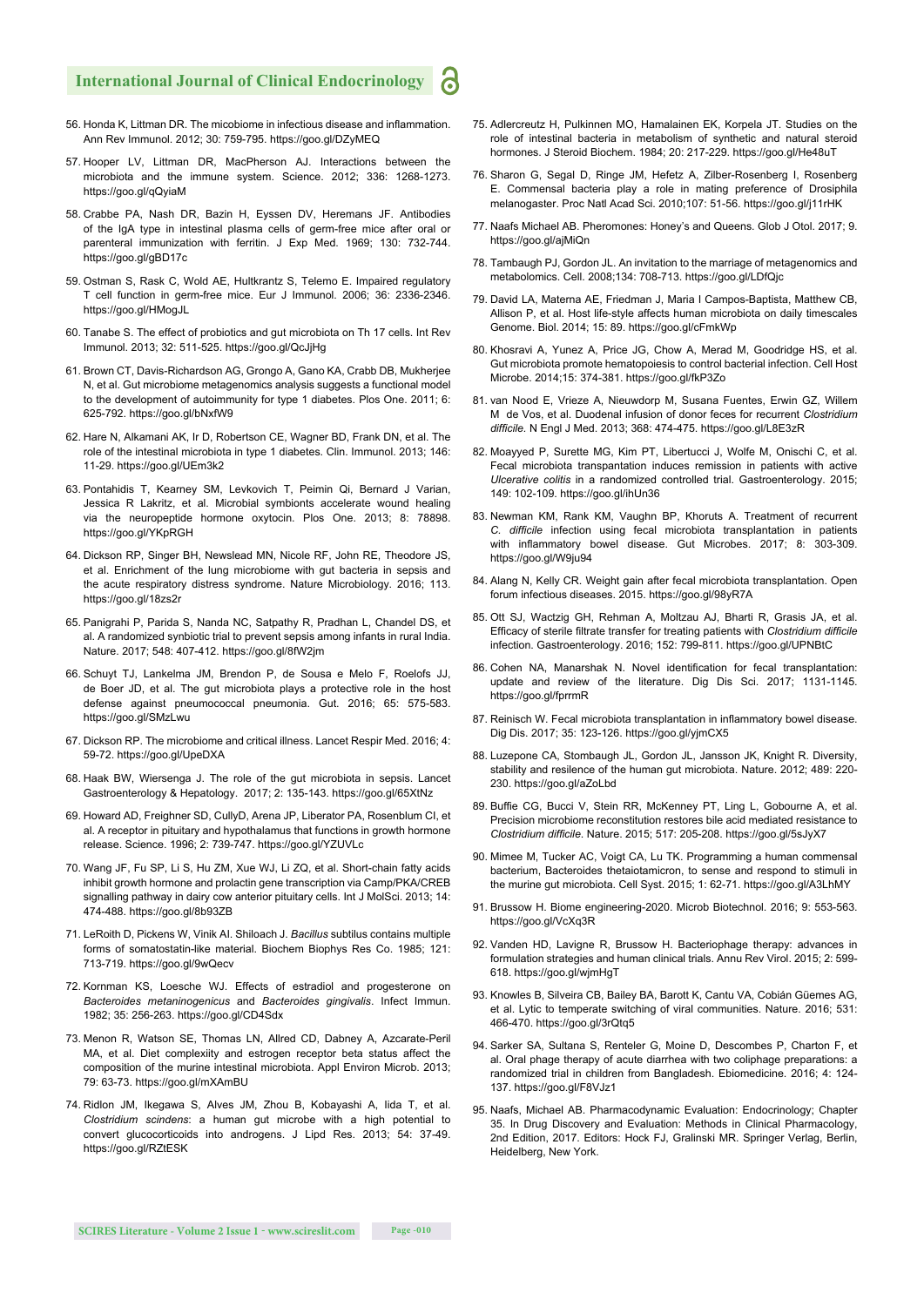56. Honda K, Littman DR. The micobiome in infectious disease and inflammation. Ann Rev Immunol. 2012; 30: 759-795. https://goo.gl/DZyMEQ

57. Hooper LV, Littman DR, MacPherson AJ. Interactions between the microbiota and the immune system. Science. 2012; 336: 1268-1273. https://goo.gl/qQyiaM

58. Crabbe PA, Nash DR, Bazin H, Eyssen DV, Heremans JF. Antibodies of the IgA type in intestinal plasma cells of germ-free mice after oral or parenteral immunization with ferritin. J Exp Med. 1969; 130: 732-744. https://goo.gl/gBD17c

59. Ostman S, Rask C, Wold AE, Hultkrantz S, Telemo E. Impaired regulatory T cell function in germ-free mice. Eur J Immunol. 2006; 36: 2336-2346. https://goo.gl/HMogJL

60. Tanabe S. The effect of probiotics and gut microbiota on Th 17 cells. Int Rev Immunol. 2013; 32: 511-525. https://goo.gl/QcJjHg

61. Brown CT, Davis-Richardson AG, Grongo A, Gano KA, Crabb DB, Mukherjee N, et al. Gut microbiome metagenomics analysis suggests a functional model to the development of autoimmunity for type 1 diabetes. Plos One. 2011; 6: 625-792. https://goo.gl/bNxfW9

62. Hare N, Alkamani AK, Ir D, Robertson CE, Wagner BD, Frank DN, et al. The role of the intestinal microbiota in type 1 diabetes. Clin. Immunol. 2013; 146: 11-29. https://goo.gl/UEm3k2

63. Pontahidis T, Kearney SM, Levkovich T, Peimin Qi, Bernard J Varian, Jessica R Lakritz, et al. Microbial symbionts accelerate wound healing via the neuropeptide hormone oxytocin. Plos One. 2013; 8: 78898. https://goo.gl/YKpRGH

64. Dickson RP, Singer BH, Newslead MN, Nicole RF, John RE, Theodore JS, et al. Enrichment of the lung microbiome with gut bacteria in sepsis and the acute respiratory distress syndrome. Nature Microbiology. 2016; 113. https://goo.gl/18zs2r

65. Panigrahi P, Parida S, Nanda NC, Satpathy R, Pradhan L, Chandel DS, et al. A randomized synbiotic trial to prevent sepsis among infants in rural India. Nature. 2017; 548: 407-412. https://goo.gl/8fW2jm

66. Schuyt TJ, Lankelma JM, Brendon P, de Sousa e Melo F, Roelofs JJ, de Boer JD, et al. The gut microbiota plays a protective role in the host defense against pneumococcal pneumonia. Gut. 2016; 65: 575-583. https://goo.gl/SMzLwu

67. Dickson RP. The microbiome and critical illness. Lancet Respir Med. 2016; 4: 59-72. https://goo.gl/UpeDXA

68. Haak BW, Wiersenga J. The role of the gut microbiota in sepsis. Lancet Gastroenterology & Hepatology. 2017; 2: 135-143. https://goo.gl/65XtNz

69. Howard AD, Freighner SD, CullyD, Arena JP, Liberator PA, Rosenblum CI, et al. A receptor in pituitary and hypothalamus that functions in growth hormone release. Science. 1996; 2: 739-747. https://goo.gl/YZUVLc

70. Wang JF, Fu SP, Li S, Hu ZM, Xue WJ, Li ZQ, et al. Short-chain fatty acids inhibit growth hormone and prolactin gene transcription via Camp/PKA/CREB signalling pathway in dairy cow anterior pituitary cells. Int J MolSci. 2013; 14: 474-488. https://goo.gl/8b93ZB

71. LeRoith D, Pickens W, Vinik AI. Shiloach J. *Bacillus* subtilus contains multiple forms of somatostatin-like material. Biochem Biophys Res Co. 1985; 121: 713-719. https://goo.gl/9wQecv

72. Kornman KS, Loesche WJ. Effects of estradiol and progesterone on *Bacteroides metaninogenicus* and *Bacteroides gingivalis*. Infect Immun. 1982; 35: 256-263. https://goo.gl/CD4Sdx

73. Menon R, Watson SE, Thomas LN, Allred CD, Dabney A, Azcarate-Peril MA, et al. Diet complexity and estrogen receptor beta status affect the composition of the murine intestinal microbiota. Appl Environ Microb. 2013; 79: 63-73. https://goo.gl/mXAmBU

74. Ridlon JM, Ikegawa S, Alves JM, Zhou B, Kobayashi A, Iida T, et al. *Clostridium scindens*: a human gut microbe with a high potential to convert glucocorticoids into androgens. J Lipd Res. 2013; 54: 37-49. https://goo.gl/RZtESK

75. Adlercreutz H, Pulkinnen MO, Hamalainen EK, Korpela JT. Studies on the role of intestinal bacteria in metabolism of synthetic and natural steroid hormones. J Steroid Biochem. 1984; 20: 217-229. https://goo.gl/He48uT

76. Sharon G, Segal D, Ringe JM, Hefetz A, Zilber-Rosenberg I, Rosenberg E. Commensal bacteria play a role in mating preference of Drosiphila melanogaster. Proc Natl Acad Sci. 2010;107: 51-56. https://goo.gl/j11rHK

77. Naafs Michael AB. Pheromones: Honey's and Queens. Glob J Otol. 2017; 9. https://goo.gl/ajMiQn

78. Tambaugh PJ, Gordon JL. An invitation to the marriage of metagenomics and metabolomics. Cell. 2008;134: 708-713. https://goo.gl/LDfQjc

79. David LA, Materna AE, Friedman J, Maria I Campos-Baptista, Matthew CB, Allison P, et al. Host life-style affects human microbiota on daily timescales Genome. Biol. 2014; 15: 89. https://goo.gl/cFmkWp

80. Khosravi A, Yunez A, Price JG, Chow A, Merad M, Goodridge HS, et al. Gut microbiota promote hematopoiesis to control bacterial infection. Cell Host Microbe. 2014;15: 374-381. https://goo.gl/fkP3Zo

81. van Nood E, Vrieze A, Nieuwdorp M, Susana Fuentes, Erwin GZ, Willem M de Vos, et al. Duodenal infusion of donor feces for recurrent *Clostridium difficile*. N Engl J Med. 2013; 368: 474-475. https://goo.gl/L8E3zR

82. Moayyed P, Surette MG, Kim PT, Libertucci J, Wolfe M, Onischi C, et al. Fecal microbiota transpantation induces remission in patients with active *Ulcerative colitis* in a randomized controlled trial. Gastroenterology. 2015; 149: 102-109. https://goo.gl/ihUn36

83. Newman KM, Rank KM, Vaughn BP, Khoruts A. Treatment of recurrent *C. difficile* infection using fecal microbiota transplantation in patients with inflammatory bowel disease. Gut Microbes. 2017; 8: 303-309. https://goo.gl/W9ju94

84. Alang N, Kelly CR. Weight gain after fecal microbiota transplantation. Open forum infectious diseases. 2015. https://goo.gl/98yR7A

85. Ott SJ, Wactzig GH, Rehman A, Moltzau AJ, Bharti R, Grasis JA, et al. Efficacy of sterile filtrate transfer for treating patients with *Clostridium difficile* infection. Gastroenterology. 2016; 152: 799-811. https://goo.gl/UPNBtC

86. Cohen NA, Manarshak N. Novel identification for fecal transplantation: update and review of the literature. Dig Dis Sci. 2017; 1131-1145. https://goo.gl/fprrmR

87. Reinisch W. Fecal microbiota transplantation in inflammatory bowel disease. Dig Dis. 2017; 35: 123-126. https://goo.gl/yjmCX5

88. Luzepone CA, Stombaugh JL, Gordon JL, Jansson JK, Knight R. Diversity, stability and resilence of the human gut microbiota. Nature. 2012; 489: 220-230. https://goo.gl/aZoLbd

89. Buffie CG, Bucci V, Stein RR, McKenney PT, Ling L, Gobourne A, et al. Precision microbiome reconstitution restores bile acid mediated resistance to *Clostridium difficile*. Nature. 2015; 517: 205-208. https://goo.gl/5sJyX7

90. Mimee M, Tucker AC, Voigt CA, Lu TK. Programming a human commensal bacterium, Bacteroides thetaiotamicron, to sense and respond to stimuli in the murine gut microbiota. Cell Syst. 2015; 1: 62-71. https://goo.gl/A3LhMY

91. Brussow H. Biome engineering-2020. Microb Biotechnol. 2016; 9: 553-563. https://goo.gl/VcXq3R

92. Vanden HD, Lavigne R, Brussow H. Bacteriophage therapy: advances in formulation strategies and human clinical trials. Annu Rev Virol. 2015; 2: 599-618. https://goo.gl/wjmHgT

93. Knowles B, Silveira CB, Bailey BA, Barott K, Cantu VA, Cobián Güemes AG, et al. Lytic to temperate switching of viral communities. Nature. 2016; 531: 466-470. https://goo.gl/3rQtq5

94. Sarker SA, Sultana S, Renteler G, Moine D, Descombes P, Charton F, et al. Oral phage therapy of acute diarrhea with two coliphage preparations: a randomized trial in children from Bangladesh. Ebiomedicine. 2016; 4: 124-137. https://goo.gl/F8VJz1

95. Naafs, Michael AB. Pharmacodynamic Evaluation: Endocrinology; Chapter 35. In Drug Discovery and Evaluation: Methods in Clinical Pharmacology, 2nd Edition, 2017. Editors: Hock FJ, Gralinski MR. Springer Verlag, Berlin, Heidelberg, New York.